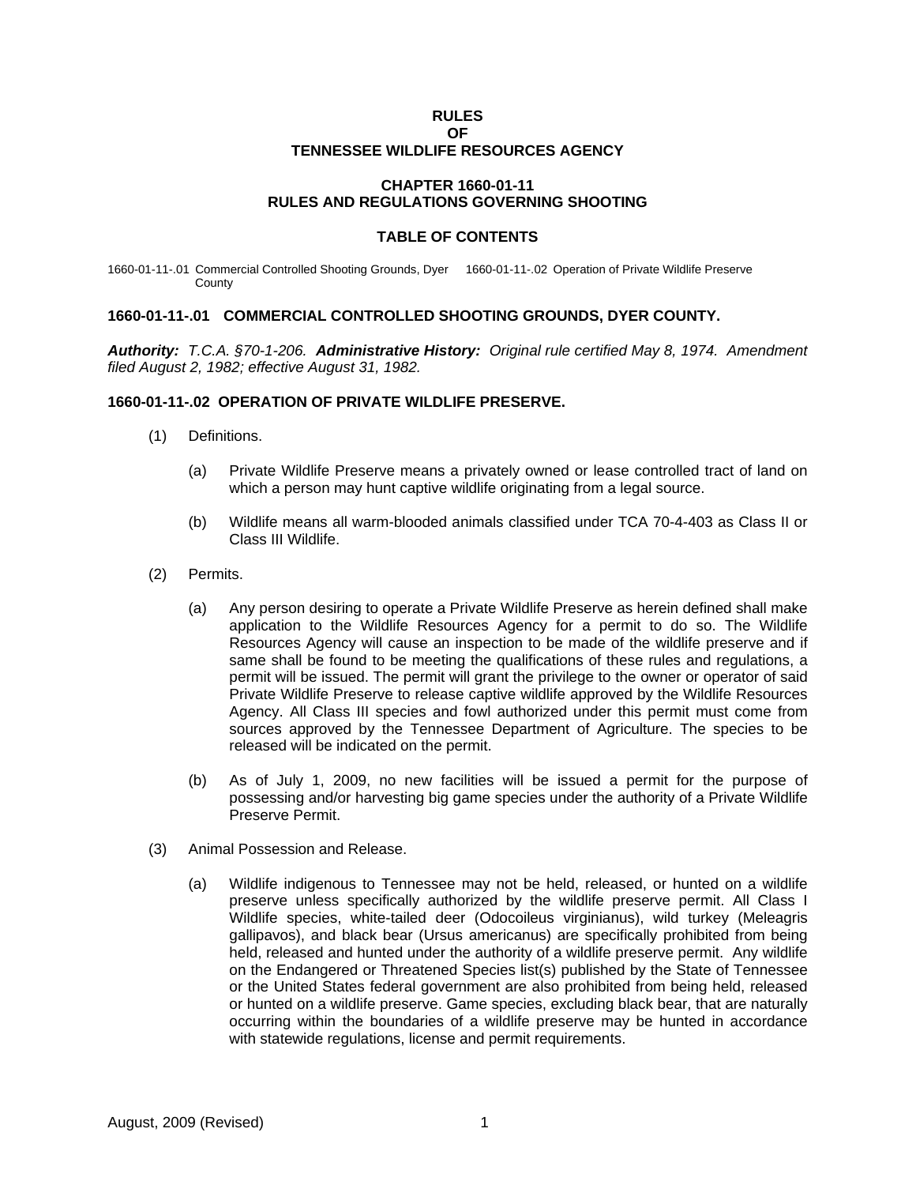**RULES**
**OF**
**TENNESSEE WILDLIFE RESOURCES AGENCY**

**CHAPTER 1660-01-11**
**RULES AND REGULATIONS GOVERNING SHOOTING**

**TABLE OF CONTENTS**

1660-01-11-.01 Commercial Controlled Shooting Grounds, Dyer County
1660-01-11-.02 Operation of Private Wildlife Preserve

## 1660-01-11-.01 COMMERCIAL CONTROLLED SHOOTING GROUNDS, DYER COUNTY.

***Authority:*** *T.C.A. §70-1-206.* ***Administrative History:*** *Original rule certified May 8, 1974. Amendment filed August 2, 1982; effective August 31, 1982.*

## 1660-01-11-.02 OPERATION OF PRIVATE WILDLIFE PRESERVE.

(1) Definitions.

(a) Private Wildlife Preserve means a privately owned or lease controlled tract of land on which a person may hunt captive wildlife originating from a legal source.

(b) Wildlife means all warm-blooded animals classified under TCA 70-4-403 as Class II or Class III Wildlife.

(2) Permits.

(a) Any person desiring to operate a Private Wildlife Preserve as herein defined shall make application to the Wildlife Resources Agency for a permit to do so. The Wildlife Resources Agency will cause an inspection to be made of the wildlife preserve and if same shall be found to be meeting the qualifications of these rules and regulations, a permit will be issued. The permit will grant the privilege to the owner or operator of said Private Wildlife Preserve to release captive wildlife approved by the Wildlife Resources Agency. All Class III species and fowl authorized under this permit must come from sources approved by the Tennessee Department of Agriculture. The species to be released will be indicated on the permit.

(b) As of July 1, 2009, no new facilities will be issued a permit for the purpose of possessing and/or harvesting big game species under the authority of a Private Wildlife Preserve Permit.

(3) Animal Possession and Release.

(a) Wildlife indigenous to Tennessee may not be held, released, or hunted on a wildlife preserve unless specifically authorized by the wildlife preserve permit. All Class I Wildlife species, white-tailed deer (Odocoileus virginianus), wild turkey (Meleagris gallipavos), and black bear (Ursus americanus) are specifically prohibited from being held, released and hunted under the authority of a wildlife preserve permit. Any wildlife on the Endangered or Threatened Species list(s) published by the State of Tennessee or the United States federal government are also prohibited from being held, released or hunted on a wildlife preserve. Game species, excluding black bear, that are naturally occurring within the boundaries of a wildlife preserve may be hunted in accordance with statewide regulations, license and permit requirements.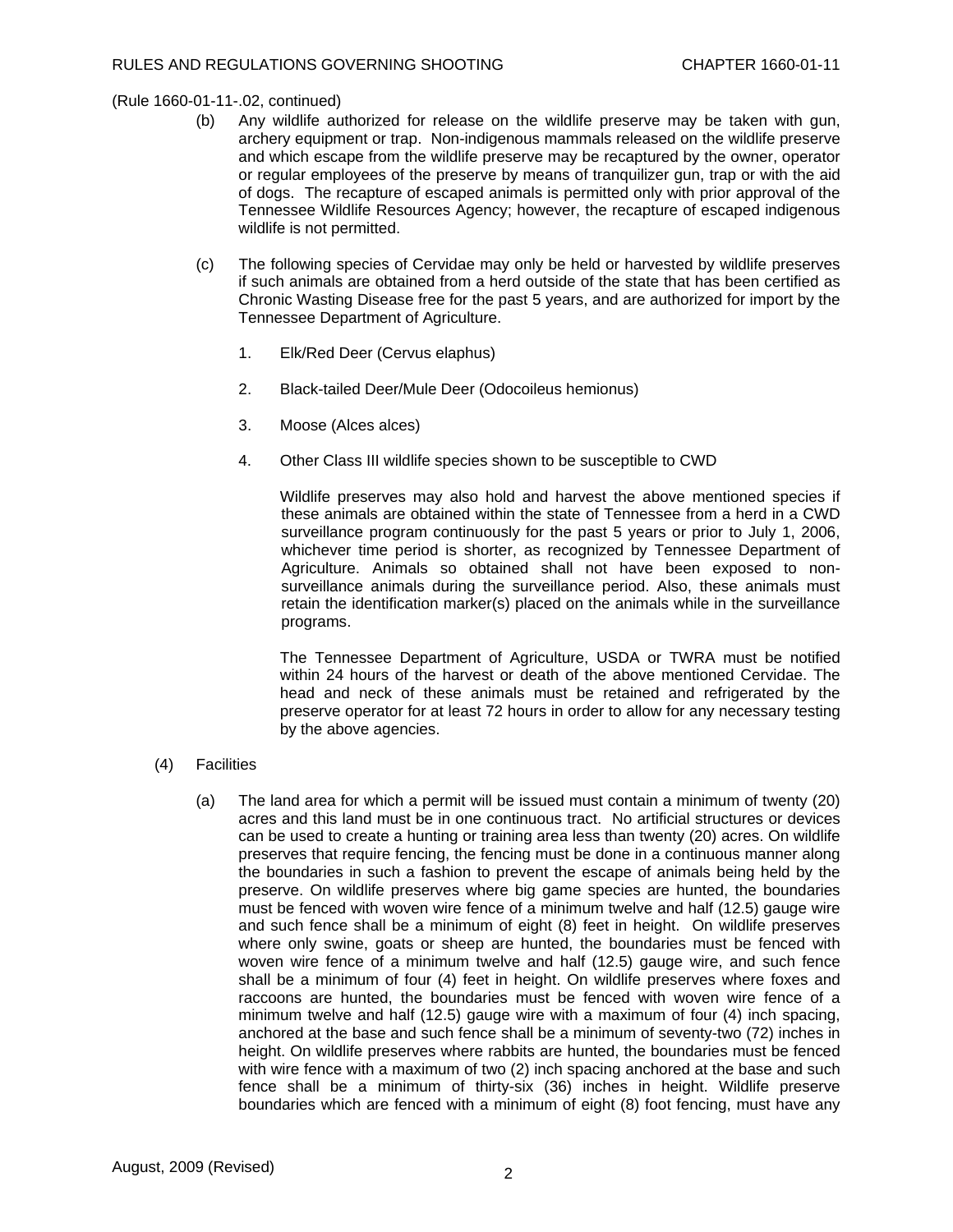(Rule 1660-01-11-.02, continued)

(b) Any wildlife authorized for release on the wildlife preserve may be taken with gun, archery equipment or trap. Non-indigenous mammals released on the wildlife preserve and which escape from the wildlife preserve may be recaptured by the owner, operator or regular employees of the preserve by means of tranquilizer gun, trap or with the aid of dogs. The recapture of escaped animals is permitted only with prior approval of the Tennessee Wildlife Resources Agency; however, the recapture of escaped indigenous wildlife is not permitted.

(c) The following species of Cervidae may only be held or harvested by wildlife preserves if such animals are obtained from a herd outside of the state that has been certified as Chronic Wasting Disease free for the past 5 years, and are authorized for import by the Tennessee Department of Agriculture.

1. Elk/Red Deer (Cervus elaphus)

2. Black-tailed Deer/Mule Deer (Odocoileus hemionus)

3. Moose (Alces alces)

4. Other Class III wildlife species shown to be susceptible to CWD

Wildlife preserves may also hold and harvest the above mentioned species if these animals are obtained within the state of Tennessee from a herd in a CWD surveillance program continuously for the past 5 years or prior to July 1, 2006, whichever time period is shorter, as recognized by Tennessee Department of Agriculture. Animals so obtained shall not have been exposed to non-surveillance animals during the surveillance period. Also, these animals must retain the identification marker(s) placed on the animals while in the surveillance programs.

The Tennessee Department of Agriculture, USDA or TWRA must be notified within 24 hours of the harvest or death of the above mentioned Cervidae. The head and neck of these animals must be retained and refrigerated by the preserve operator for at least 72 hours in order to allow for any necessary testing by the above agencies.

(4) Facilities

(a) The land area for which a permit will be issued must contain a minimum of twenty (20) acres and this land must be in one continuous tract. No artificial structures or devices can be used to create a hunting or training area less than twenty (20) acres. On wildlife preserves that require fencing, the fencing must be done in a continuous manner along the boundaries in such a fashion to prevent the escape of animals being held by the preserve. On wildlife preserves where big game species are hunted, the boundaries must be fenced with woven wire fence of a minimum twelve and half (12.5) gauge wire and such fence shall be a minimum of eight (8) feet in height. On wildlife preserves where only swine, goats or sheep are hunted, the boundaries must be fenced with woven wire fence of a minimum twelve and half (12.5) gauge wire, and such fence shall be a minimum of four (4) feet in height. On wildlife preserves where foxes and raccoons are hunted, the boundaries must be fenced with woven wire fence of a minimum twelve and half (12.5) gauge wire with a maximum of four (4) inch spacing, anchored at the base and such fence shall be a minimum of seventy-two (72) inches in height. On wildlife preserves where rabbits are hunted, the boundaries must be fenced with wire fence with a maximum of two (2) inch spacing anchored at the base and such fence shall be a minimum of thirty-six (36) inches in height. Wildlife preserve boundaries which are fenced with a minimum of eight (8) foot fencing, must have any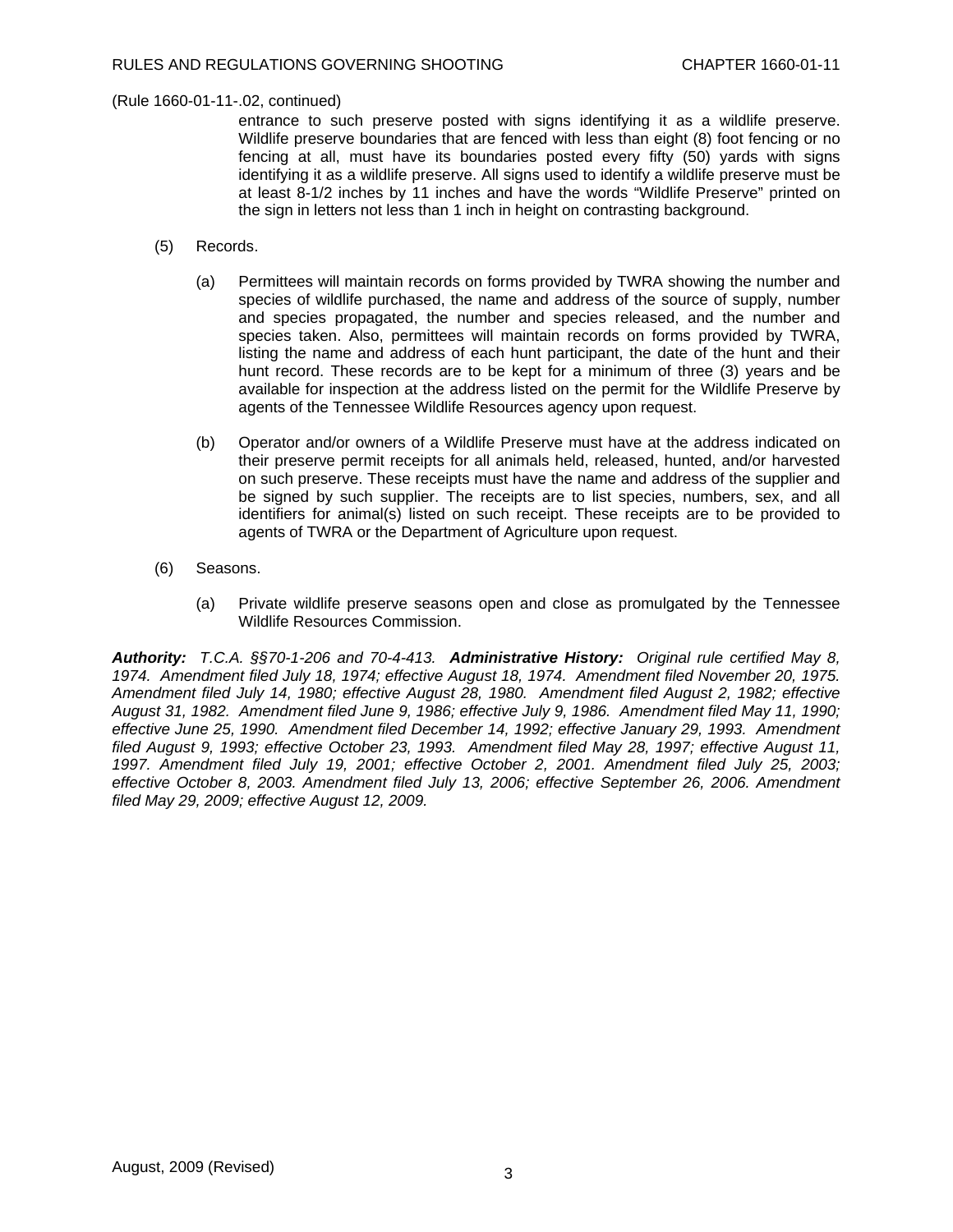(Rule 1660-01-11-.02, continued)

entrance to such preserve posted with signs identifying it as a wildlife preserve. Wildlife preserve boundaries that are fenced with less than eight (8) foot fencing or no fencing at all, must have its boundaries posted every fifty (50) yards with signs identifying it as a wildlife preserve. All signs used to identify a wildlife preserve must be at least 8-1/2 inches by 11 inches and have the words "Wildlife Preserve" printed on the sign in letters not less than 1 inch in height on contrasting background.

(5) Records.

(a) Permittees will maintain records on forms provided by TWRA showing the number and species of wildlife purchased, the name and address of the source of supply, number and species propagated, the number and species released, and the number and species taken. Also, permittees will maintain records on forms provided by TWRA, listing the name and address of each hunt participant, the date of the hunt and their hunt record. These records are to be kept for a minimum of three (3) years and be available for inspection at the address listed on the permit for the Wildlife Preserve by agents of the Tennessee Wildlife Resources agency upon request.

(b) Operator and/or owners of a Wildlife Preserve must have at the address indicated on their preserve permit receipts for all animals held, released, hunted, and/or harvested on such preserve. These receipts must have the name and address of the supplier and be signed by such supplier. The receipts are to list species, numbers, sex, and all identifiers for animal(s) listed on such receipt. These receipts are to be provided to agents of TWRA or the Department of Agriculture upon request.

(6) Seasons.

(a) Private wildlife preserve seasons open and close as promulgated by the Tennessee Wildlife Resources Commission.

***Authority:*** *T.C.A. §§70-1-206 and 70-4-413.* ***Administrative History:*** *Original rule certified May 8, 1974. Amendment filed July 18, 1974; effective August 18, 1974. Amendment filed November 20, 1975. Amendment filed July 14, 1980; effective August 28, 1980. Amendment filed August 2, 1982; effective August 31, 1982. Amendment filed June 9, 1986; effective July 9, 1986. Amendment filed May 11, 1990; effective June 25, 1990. Amendment filed December 14, 1992; effective January 29, 1993. Amendment filed August 9, 1993; effective October 23, 1993. Amendment filed May 28, 1997; effective August 11, 1997. Amendment filed July 19, 2001; effective October 2, 2001. Amendment filed July 25, 2003; effective October 8, 2003. Amendment filed July 13, 2006; effective September 26, 2006. Amendment filed May 29, 2009; effective August 12, 2009.*